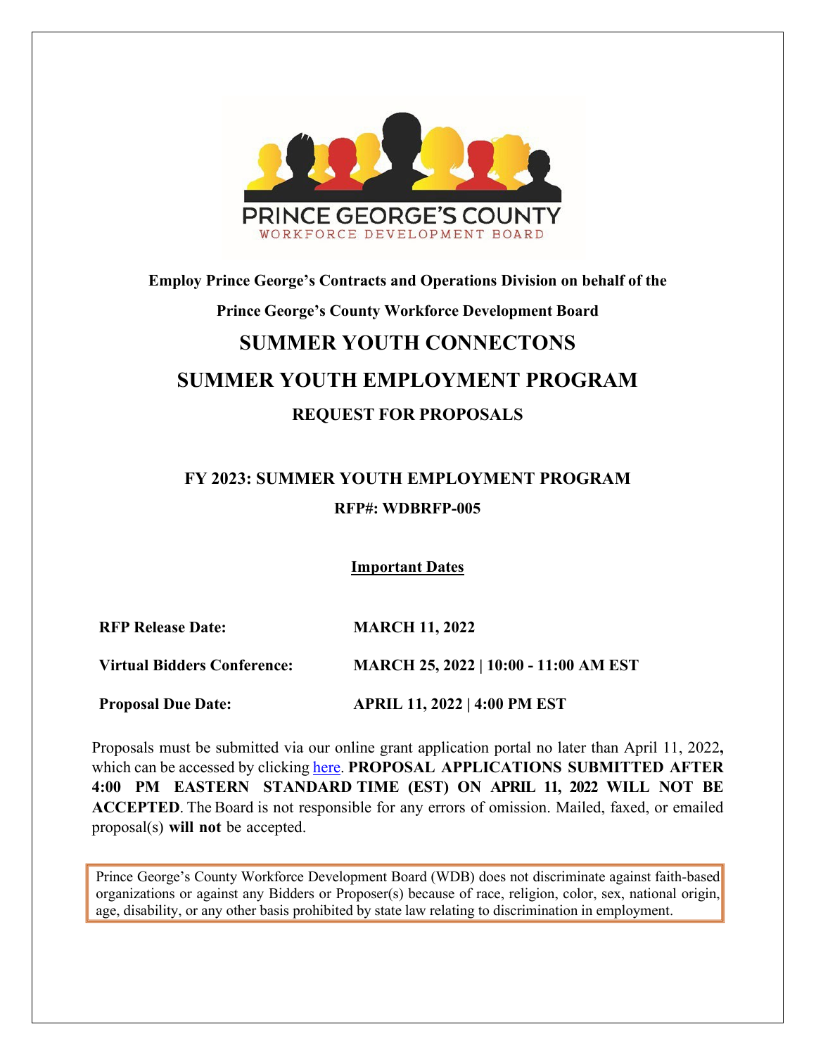PRINCE GEORGE'S COUNTY
WORKFORCE DEVELOPMENT BOARD

**Employ Prince George's Contracts and Operations Division on behalf of the**

**Prince George's County Workforce Development Board**

# SUMMER YOUTH CONNECTONS

# SUMMER YOUTH EMPLOYMENT PROGRAM

## REQUEST FOR PROPOSALS

## FY 2023: SUMMER YOUTH EMPLOYMENT PROGRAM

**RFP#: WDBRFP-005**

**Important Dates**

| | |
|---|---|
| **RFP Release Date:** | **MARCH 11, 2022** |
| **Virtual Bidders Conference:** | **MARCH 25, 2022 \| 10:00 - 11:00 AM EST** |
| **Proposal Due Date:** | **APRIL 11, 2022 \| 4:00 PM EST** |

Proposals must be submitted via our online grant application portal no later than April 11, 2022**,** which can be accessed by clicking here. **PROPOSAL APPLICATIONS SUBMITTED AFTER 4:00 PM EASTERN STANDARD TIME (EST) ON APRIL 11, 2022 WILL NOT BE ACCEPTED**. The Board is not responsible for any errors of omission. Mailed, faxed, or emailed proposal(s) **will not** be accepted.

Prince George's County Workforce Development Board (WDB) does not discriminate against faith-based organizations or against any Bidders or Proposer(s) because of race, religion, color, sex, national origin, age, disability, or any other basis prohibited by state law relating to discrimination in employment.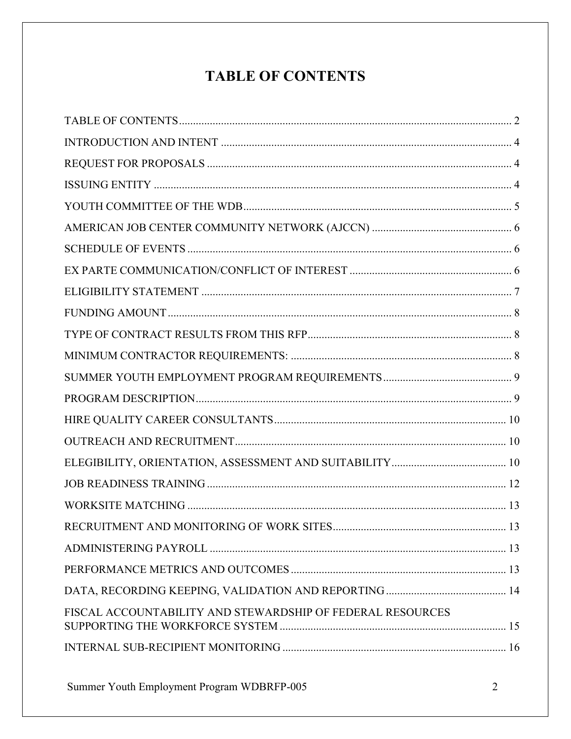# TABLE OF CONTENTS

TABLE OF CONTENTS ........ 2
INTRODUCTION AND INTENT ........ 4
REQUEST FOR PROPOSALS ........ 4
ISSUING ENTITY ........ 4
YOUTH COMMITTEE OF THE WDB ........ 5
AMERICAN JOB CENTER COMMUNITY NETWORK (AJCCN) ........ 6
SCHEDULE OF EVENTS ........ 6
EX PARTE COMMUNICATION/CONFLICT OF INTEREST ........ 6
ELIGIBILITY STATEMENT ........ 7
FUNDING AMOUNT ........ 8
TYPE OF CONTRACT RESULTS FROM THIS RFP ........ 8
MINIMUM CONTRACTOR REQUIREMENTS: ........ 8
SUMMER YOUTH EMPLOYMENT PROGRAM REQUIREMENTS ........ 9
PROGRAM DESCRIPTION ........ 9
HIRE QUALITY CAREER CONSULTANTS ........ 10
OUTREACH AND RECRUITMENT ........ 10
ELEGIBILITY, ORIENTATION, ASSESSMENT AND SUITABILITY ........ 10
JOB READINESS TRAINING ........ 12
WORKSITE MATCHING ........ 13
RECRUITMENT AND MONITORING OF WORK SITES ........ 13
ADMINISTERING PAYROLL ........ 13
PERFORMANCE METRICS AND OUTCOMES ........ 13
DATA, RECORDING KEEPING, VALIDATION AND REPORTING ........ 14
FISCAL ACCOUNTABILITY AND STEWARDSHIP OF FEDERAL RESOURCES SUPPORTING THE WORKFORCE SYSTEM ........ 15
INTERNAL SUB-RECIPIENT MONITORING ........ 16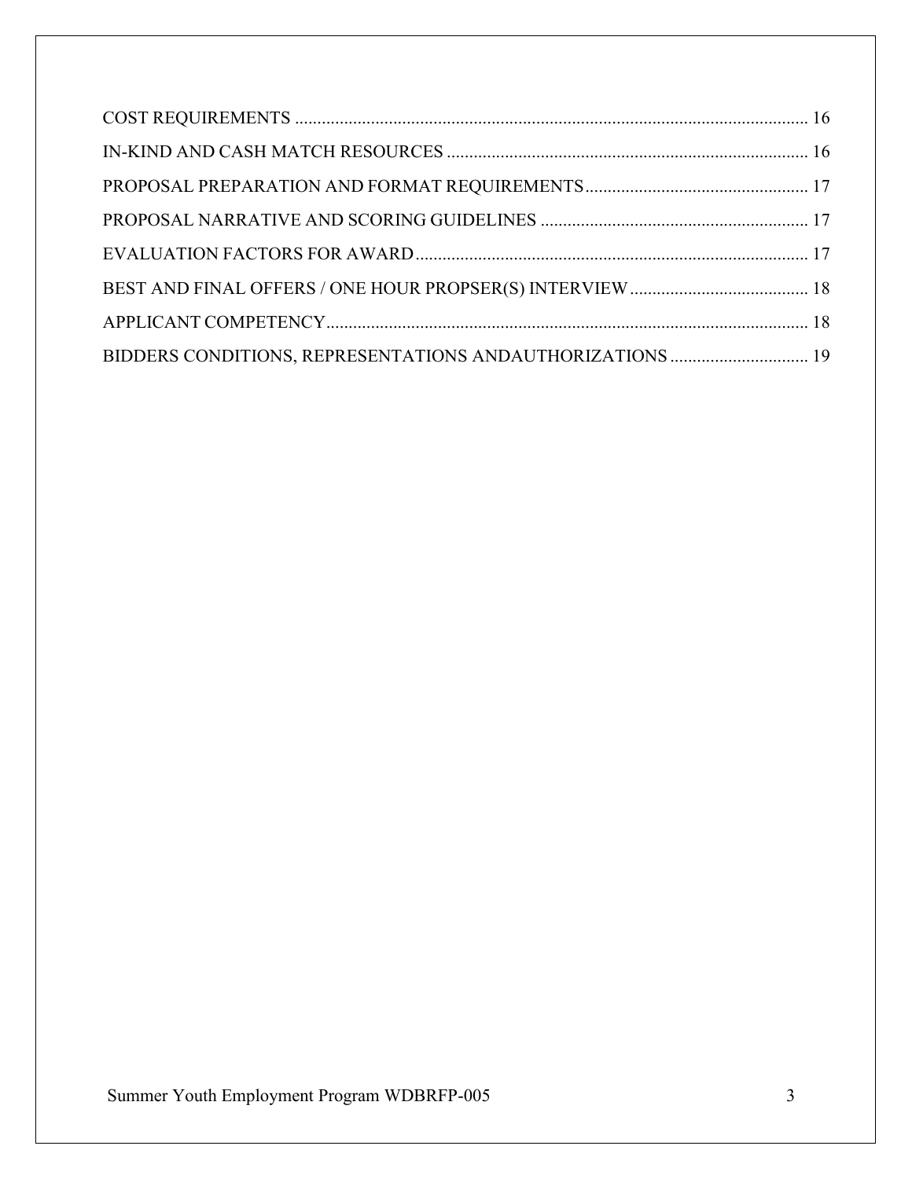COST REQUIREMENTS .................................................................................................................. 16

IN-KIND AND CASH MATCH RESOURCES ................................................................................ 16

PROPOSAL PREPARATION AND FORMAT REQUIREMENTS.................................................. 17

PROPOSAL NARRATIVE AND SCORING GUIDELINES ............................................................ 17

EVALUATION FACTORS FOR AWARD........................................................................................ 17

BEST AND FINAL OFFERS / ONE HOUR PROPSER(S) INTERVIEW........................................ 18

APPLICANT COMPETENCY............................................................................................................ 18

BIDDERS CONDITIONS, REPRESENTATIONS ANDAUTHORIZATIONS ............................... 19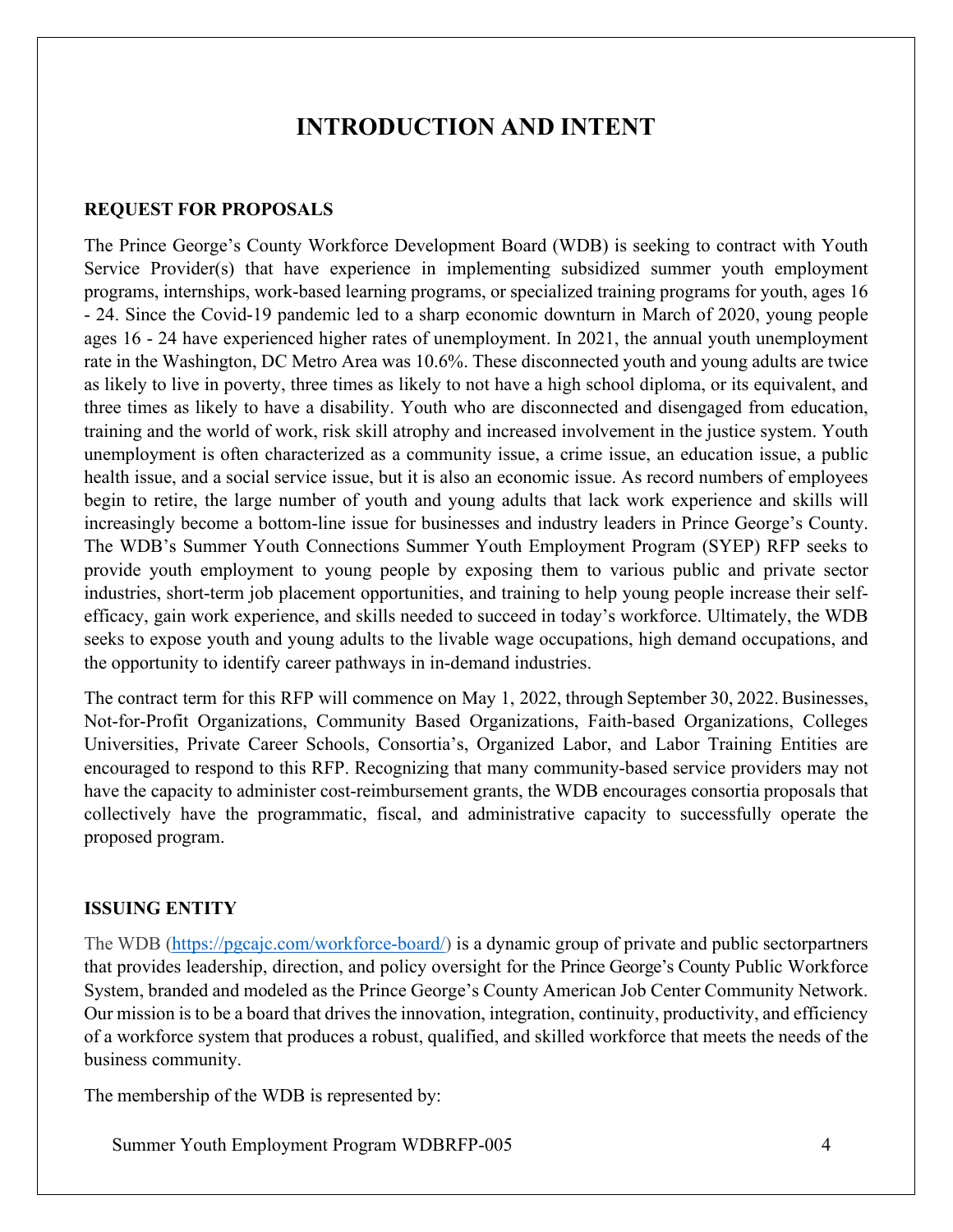# INTRODUCTION AND INTENT

**REQUEST FOR PROPOSALS**

The Prince George's County Workforce Development Board (WDB) is seeking to contract with Youth Service Provider(s) that have experience in implementing subsidized summer youth employment programs, internships, work-based learning programs, or specialized training programs for youth, ages 16 - 24. Since the Covid-19 pandemic led to a sharp economic downturn in March of 2020, young people ages 16 - 24 have experienced higher rates of unemployment. In 2021, the annual youth unemployment rate in the Washington, DC Metro Area was 10.6%. These disconnected youth and young adults are twice as likely to live in poverty, three times as likely to not have a high school diploma, or its equivalent, and three times as likely to have a disability. Youth who are disconnected and disengaged from education, training and the world of work, risk skill atrophy and increased involvement in the justice system. Youth unemployment is often characterized as a community issue, a crime issue, an education issue, a public health issue, and a social service issue, but it is also an economic issue. As record numbers of employees begin to retire, the large number of youth and young adults that lack work experience and skills will increasingly become a bottom-line issue for businesses and industry leaders in Prince George's County. The WDB's Summer Youth Connections Summer Youth Employment Program (SYEP) RFP seeks to provide youth employment to young people by exposing them to various public and private sector industries, short-term job placement opportunities, and training to help young people increase their self-efficacy, gain work experience, and skills needed to succeed in today's workforce. Ultimately, the WDB seeks to expose youth and young adults to the livable wage occupations, high demand occupations, and the opportunity to identify career pathways in in-demand industries.

The contract term for this RFP will commence on May 1, 2022, through September 30, 2022. Businesses, Not-for-Profit Organizations, Community Based Organizations, Faith-based Organizations, Colleges Universities, Private Career Schools, Consortia's, Organized Labor, and Labor Training Entities are encouraged to respond to this RFP. Recognizing that many community-based service providers may not have the capacity to administer cost-reimbursement grants, the WDB encourages consortia proposals that collectively have the programmatic, fiscal, and administrative capacity to successfully operate the proposed program.

**ISSUING ENTITY**

The WDB (https://pgcajc.com/workforce-board/) is a dynamic group of private and public sectorpartners that provides leadership, direction, and policy oversight for the Prince George's County Public Workforce System, branded and modeled as the Prince George's County American Job Center Community Network. Our mission is to be a board that drives the innovation, integration, continuity, productivity, and efficiency of a workforce system that produces a robust, qualified, and skilled workforce that meets the needs of the business community.

The membership of the WDB is represented by: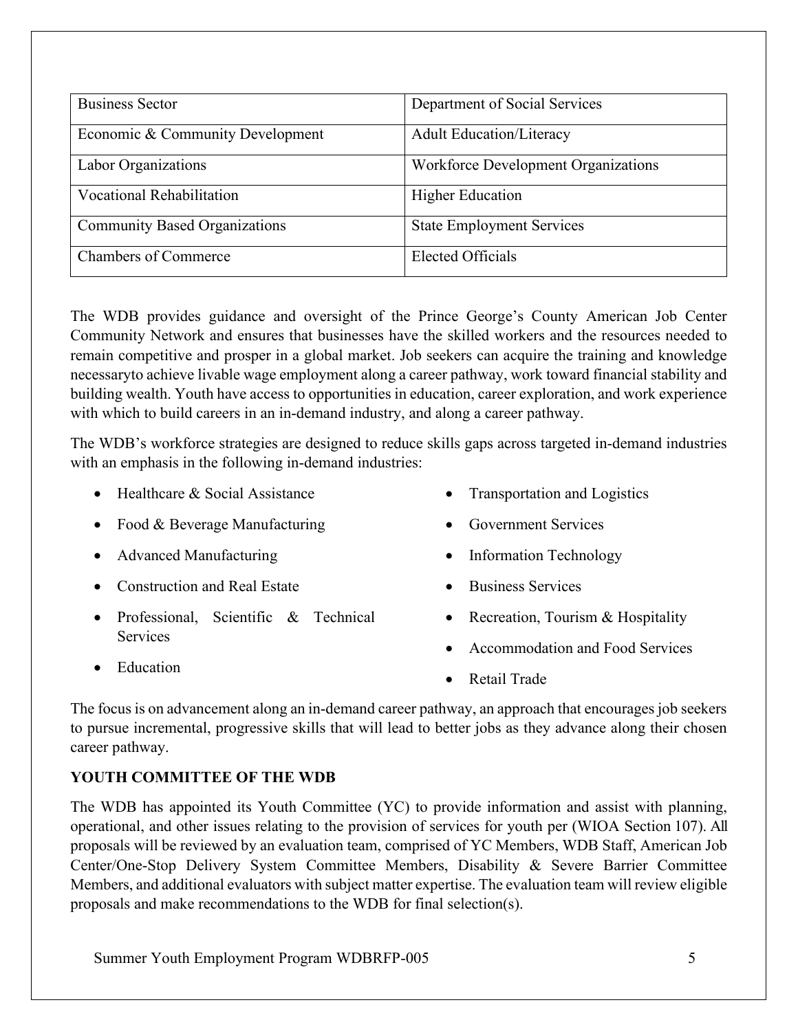| Business Sector | Department of Social Services |
|---|---|
| Economic & Community Development | Adult Education/Literacy |
| Labor Organizations | Workforce Development Organizations |
| Vocational Rehabilitation | Higher Education |
| Community Based Organizations | State Employment Services |
| Chambers of Commerce | Elected Officials |

The WDB provides guidance and oversight of the Prince George's County American Job Center Community Network and ensures that businesses have the skilled workers and the resources needed to remain competitive and prosper in a global market. Job seekers can acquire the training and knowledge necessaryto achieve livable wage employment along a career pathway, work toward financial stability and building wealth. Youth have access to opportunities in education, career exploration, and work experience with which to build careers in an in-demand industry, and along a career pathway.

The WDB's workforce strategies are designed to reduce skills gaps across targeted in-demand industries with an emphasis in the following in-demand industries:

- Healthcare & Social Assistance
- Food & Beverage Manufacturing
- Advanced Manufacturing
- Construction and Real Estate
- Professional, Scientific & Technical Services
- Education
- Transportation and Logistics
- Government Services
- Information Technology
- Business Services
- Recreation, Tourism & Hospitality
- Accommodation and Food Services
- Retail Trade

The focus is on advancement along an in-demand career pathway, an approach that encourages job seekers to pursue incremental, progressive skills that will lead to better jobs as they advance along their chosen career pathway.

**YOUTH COMMITTEE OF THE WDB**

The WDB has appointed its Youth Committee (YC) to provide information and assist with planning, operational, and other issues relating to the provision of services for youth per (WIOA Section 107). All proposals will be reviewed by an evaluation team, comprised of YC Members, WDB Staff, American Job Center/One-Stop Delivery System Committee Members, Disability & Severe Barrier Committee Members, and additional evaluators with subject matter expertise. The evaluation team will review eligible proposals and make recommendations to the WDB for final selection(s).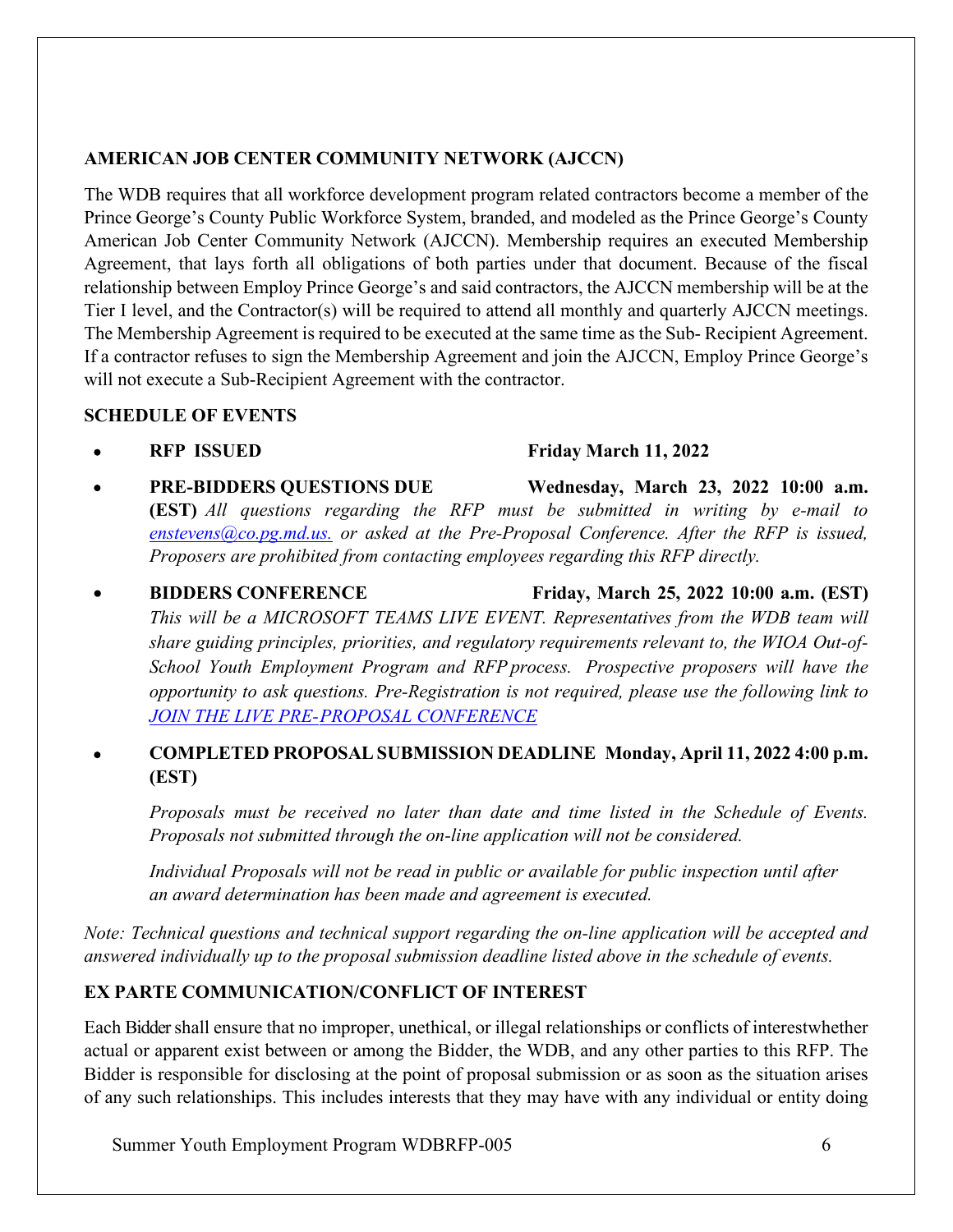**AMERICAN JOB CENTER COMMUNITY NETWORK (AJCCN)**

The WDB requires that all workforce development program related contractors become a member of the Prince George's County Public Workforce System, branded, and modeled as the Prince George's County American Job Center Community Network (AJCCN). Membership requires an executed Membership Agreement, that lays forth all obligations of both parties under that document. Because of the fiscal relationship between Employ Prince George's and said contractors, the AJCCN membership will be at the Tier I level, and the Contractor(s) will be required to attend all monthly and quarterly AJCCN meetings. The Membership Agreement is required to be executed at the same time as the Sub- Recipient Agreement. If a contractor refuses to sign the Membership Agreement and join the AJCCN, Employ Prince George's will not execute a Sub-Recipient Agreement with the contractor.

**SCHEDULE OF EVENTS**

- **RFP ISSUED** **Friday March 11, 2022**
- **PRE-BIDDERS QUESTIONS DUE** **Wednesday, March 23, 2022 10:00 a.m. (EST)** *All questions regarding the RFP must be submitted in writing by e-mail to [enstevens@co.pg.md.us.](mailto:enstevens@co.pg.md.us) or asked at the Pre-Proposal Conference. After the RFP is issued, Proposers are prohibited from contacting employees regarding this RFP directly.*
- **BIDDERS CONFERENCE** **Friday, March 25, 2022 10:00 a.m. (EST)** *This will be a MICROSOFT TEAMS LIVE EVENT. Representatives from the WDB team will share guiding principles, priorities, and regulatory requirements relevant to, the WIOA Out-of-School Youth Employment Program and RFP process. Prospective proposers will have the opportunity to ask questions. Pre-Registration is not required, please use the following link to [JOIN THE LIVE PRE-PROPOSAL CONFERENCE]()*
- **COMPLETED PROPOSAL SUBMISSION DEADLINE** **Monday, April 11, 2022 4:00 p.m. (EST)**

  *Proposals must be received no later than date and time listed in the Schedule of Events. Proposals not submitted through the on-line application will not be considered.*

  *Individual Proposals will not be read in public or available for public inspection until after an award determination has been made and agreement is executed.*

*Note: Technical questions and technical support regarding the on-line application will be accepted and answered individually up to the proposal submission deadline listed above in the schedule of events.*

**EX PARTE COMMUNICATION/CONFLICT OF INTEREST**

Each Bidder shall ensure that no improper, unethical, or illegal relationships or conflicts of interestwhether actual or apparent exist between or among the Bidder, the WDB, and any other parties to this RFP. The Bidder is responsible for disclosing at the point of proposal submission or as soon as the situation arises of any such relationships. This includes interests that they may have with any individual or entity doing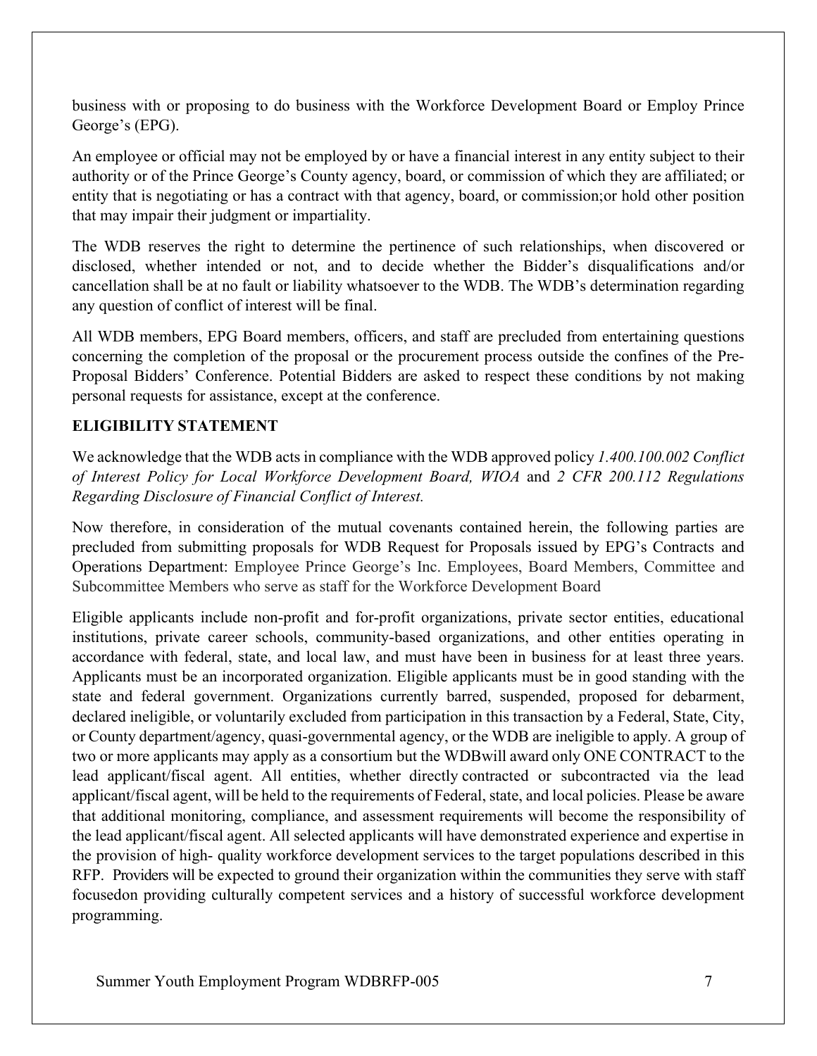business with or proposing to do business with the Workforce Development Board or Employ Prince George's (EPG).

An employee or official may not be employed by or have a financial interest in any entity subject to their authority or of the Prince George's County agency, board, or commission of which they are affiliated; or entity that is negotiating or has a contract with that agency, board, or commission;or hold other position that may impair their judgment or impartiality.

The WDB reserves the right to determine the pertinence of such relationships, when discovered or disclosed, whether intended or not, and to decide whether the Bidder's disqualifications and/or cancellation shall be at no fault or liability whatsoever to the WDB. The WDB's determination regarding any question of conflict of interest will be final.

All WDB members, EPG Board members, officers, and staff are precluded from entertaining questions concerning the completion of the proposal or the procurement process outside the confines of the Pre-Proposal Bidders' Conference. Potential Bidders are asked to respect these conditions by not making personal requests for assistance, except at the conference.

**ELIGIBILITY STATEMENT**

We acknowledge that the WDB acts in compliance with the WDB approved policy *1.400.100.002 Conflict of Interest Policy for Local Workforce Development Board, WIOA* and *2 CFR 200.112 Regulations Regarding Disclosure of Financial Conflict of Interest.*

Now therefore, in consideration of the mutual covenants contained herein, the following parties are precluded from submitting proposals for WDB Request for Proposals issued by EPG's Contracts and Operations Department: Employee Prince George's Inc. Employees, Board Members, Committee and Subcommittee Members who serve as staff for the Workforce Development Board

Eligible applicants include non-profit and for-profit organizations, private sector entities, educational institutions, private career schools, community-based organizations, and other entities operating in accordance with federal, state, and local law, and must have been in business for at least three years. Applicants must be an incorporated organization. Eligible applicants must be in good standing with the state and federal government. Organizations currently barred, suspended, proposed for debarment, declared ineligible, or voluntarily excluded from participation in this transaction by a Federal, State, City, or County department/agency, quasi-governmental agency, or the WDB are ineligible to apply. A group of two or more applicants may apply as a consortium but the WDBwill award only ONE CONTRACT to the lead applicant/fiscal agent. All entities, whether directly contracted or subcontracted via the lead applicant/fiscal agent, will be held to the requirements of Federal, state, and local policies. Please be aware that additional monitoring, compliance, and assessment requirements will become the responsibility of the lead applicant/fiscal agent. All selected applicants will have demonstrated experience and expertise in the provision of high- quality workforce development services to the target populations described in this RFP. Providers will be expected to ground their organization within the communities they serve with staff focusedon providing culturally competent services and a history of successful workforce development programming.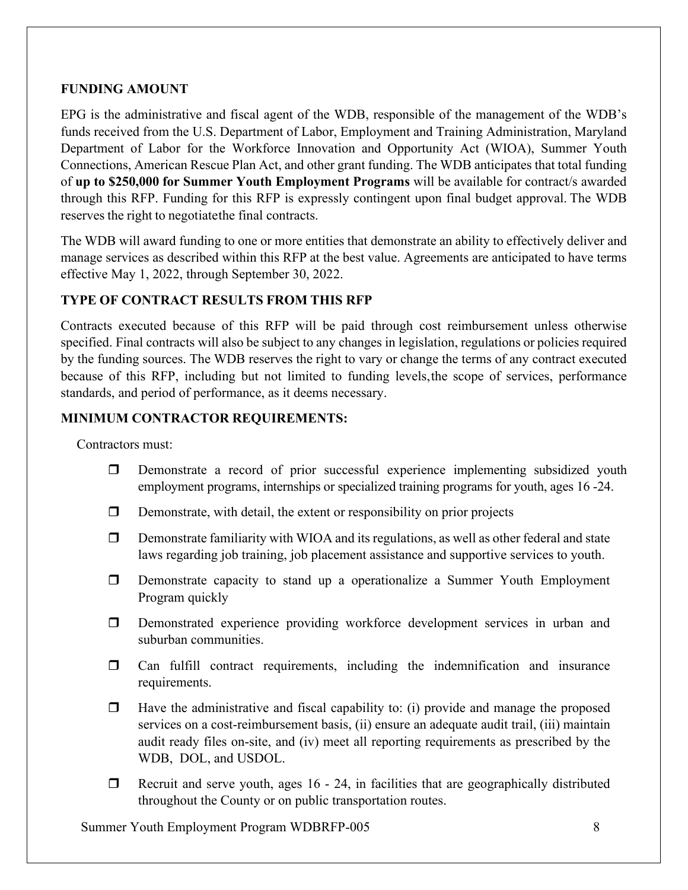## FUNDING AMOUNT

EPG is the administrative and fiscal agent of the WDB, responsible of the management of the WDB's funds received from the U.S. Department of Labor, Employment and Training Administration, Maryland Department of Labor for the Workforce Innovation and Opportunity Act (WIOA), Summer Youth Connections, American Rescue Plan Act, and other grant funding. The WDB anticipates that total funding of **up to $250,000 for Summer Youth Employment Programs** will be available for contract/s awarded through this RFP. Funding for this RFP is expressly contingent upon final budget approval. The WDB reserves the right to negotiatethe final contracts.

The WDB will award funding to one or more entities that demonstrate an ability to effectively deliver and manage services as described within this RFP at the best value. Agreements are anticipated to have terms effective May 1, 2022, through September 30, 2022.

## TYPE OF CONTRACT RESULTS FROM THIS RFP

Contracts executed because of this RFP will be paid through cost reimbursement unless otherwise specified. Final contracts will also be subject to any changes in legislation, regulations or policies required by the funding sources. The WDB reserves the right to vary or change the terms of any contract executed because of this RFP, including but not limited to funding levels,the scope of services, performance standards, and period of performance, as it deems necessary.

## MINIMUM CONTRACTOR REQUIREMENTS:

Contractors must:

- ❒ Demonstrate a record of prior successful experience implementing subsidized youth employment programs, internships or specialized training programs for youth, ages 16 -24.
- ❒ Demonstrate, with detail, the extent or responsibility on prior projects
- ❒ Demonstrate familiarity with WIOA and its regulations, as well as other federal and state laws regarding job training, job placement assistance and supportive services to youth.
- ❒ Demonstrate capacity to stand up a operationalize a Summer Youth Employment Program quickly
- ❒ Demonstrated experience providing workforce development services in urban and suburban communities.
- ❒ Can fulfill contract requirements, including the indemnification and insurance requirements.
- ❒ Have the administrative and fiscal capability to: (i) provide and manage the proposed services on a cost-reimbursement basis, (ii) ensure an adequate audit trail, (iii) maintain audit ready files on-site, and (iv) meet all reporting requirements as prescribed by the WDB, DOL, and USDOL.
- ❒ Recruit and serve youth, ages 16 - 24, in facilities that are geographically distributed throughout the County or on public transportation routes.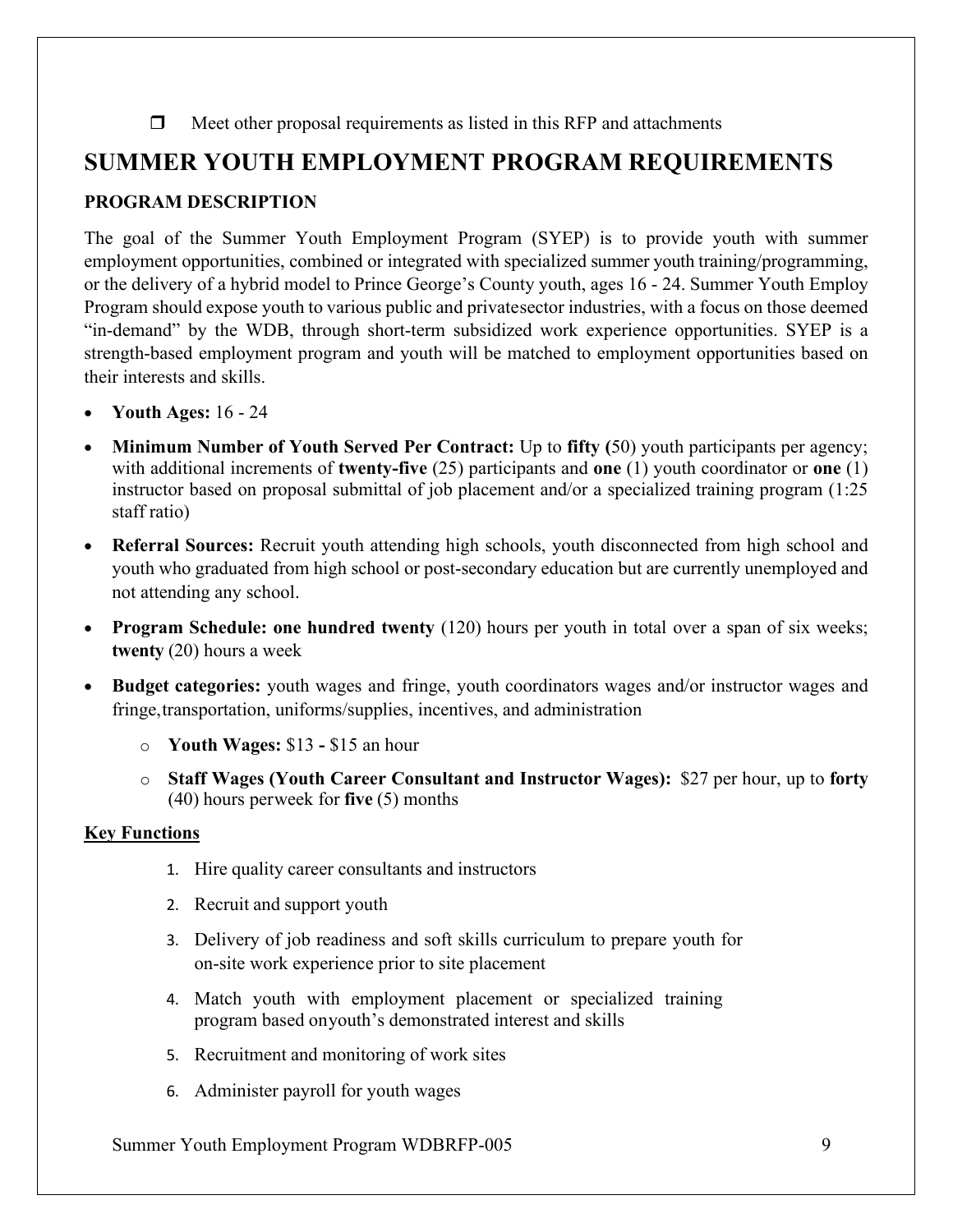- [ ] Meet other proposal requirements as listed in this RFP and attachments

## SUMMER YOUTH EMPLOYMENT PROGRAM REQUIREMENTS

### PROGRAM DESCRIPTION

The goal of the Summer Youth Employment Program (SYEP) is to provide youth with summer employment opportunities, combined or integrated with specialized summer youth training/programming, or the delivery of a hybrid model to Prince George's County youth, ages 16 - 24. Summer Youth Employ Program should expose youth to various public and privatesector industries, with a focus on those deemed "in-demand" by the WDB, through short-term subsidized work experience opportunities. SYEP is a strength-based employment program and youth will be matched to employment opportunities based on their interests and skills.

- **Youth Ages:** 16 - 24
- **Minimum Number of Youth Served Per Contract:** Up to **fifty (**50) youth participants per agency; with additional increments of **twenty-five** (25) participants and **one** (1) youth coordinator or **one** (1) instructor based on proposal submittal of job placement and/or a specialized training program (1:25 staff ratio)
- **Referral Sources:** Recruit youth attending high schools, youth disconnected from high school and youth who graduated from high school or post-secondary education but are currently unemployed and not attending any school.
- **Program Schedule: one hundred twenty** (120) hours per youth in total over a span of six weeks; **twenty** (20) hours a week
- **Budget categories:** youth wages and fringe, youth coordinators wages and/or instructor wages and fringe,transportation, uniforms/supplies, incentives, and administration
  - **Youth Wages:** $13 **-** $15 an hour
  - **Staff Wages (Youth Career Consultant and Instructor Wages):** $27 per hour, up to **forty** (40) hours perweek for **five** (5) months

**<u>Key Functions</u>**

1. Hire quality career consultants and instructors
2. Recruit and support youth
3. Delivery of job readiness and soft skills curriculum to prepare youth for on-site work experience prior to site placement
4. Match youth with employment placement or specialized training program based onyouth's demonstrated interest and skills
5. Recruitment and monitoring of work sites
6. Administer payroll for youth wages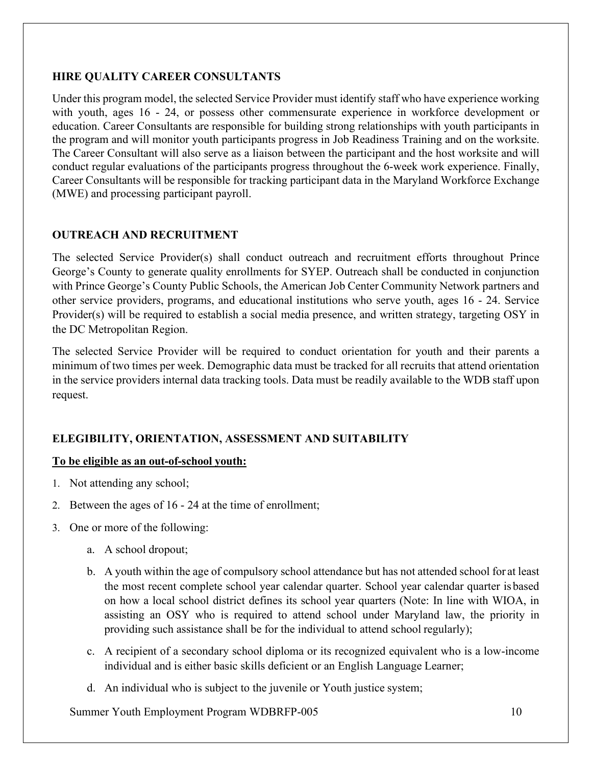### HIRE QUALITY CAREER CONSULTANTS

Under this program model, the selected Service Provider must identify staff who have experience working with youth, ages 16 - 24, or possess other commensurate experience in workforce development or education. Career Consultants are responsible for building strong relationships with youth participants in the program and will monitor youth participants progress in Job Readiness Training and on the worksite. The Career Consultant will also serve as a liaison between the participant and the host worksite and will conduct regular evaluations of the participants progress throughout the 6-week work experience. Finally, Career Consultants will be responsible for tracking participant data in the Maryland Workforce Exchange (MWE) and processing participant payroll.

### OUTREACH AND RECRUITMENT

The selected Service Provider(s) shall conduct outreach and recruitment efforts throughout Prince George's County to generate quality enrollments for SYEP. Outreach shall be conducted in conjunction with Prince George's County Public Schools, the American Job Center Community Network partners and other service providers, programs, and educational institutions who serve youth, ages 16 - 24. Service Provider(s) will be required to establish a social media presence, and written strategy, targeting OSY in the DC Metropolitan Region.

The selected Service Provider will be required to conduct orientation for youth and their parents a minimum of two times per week. Demographic data must be tracked for all recruits that attend orientation in the service providers internal data tracking tools. Data must be readily available to the WDB staff upon request.

### ELEGIBILITY, ORIENTATION, ASSESSMENT AND SUITABILITY

**To be eligible as an out-of-school youth:**

1. Not attending any school;
2. Between the ages of 16 - 24 at the time of enrollment;
3. One or more of the following:
    a. A school dropout;
    b. A youth within the age of compulsory school attendance but has not attended school for at least the most recent complete school year calendar quarter. School year calendar quarter is based on how a local school district defines its school year quarters (Note: In line with WIOA, in assisting an OSY who is required to attend school under Maryland law, the priority in providing such assistance shall be for the individual to attend school regularly);
    c. A recipient of a secondary school diploma or its recognized equivalent who is a low-income individual and is either basic skills deficient or an English Language Learner;
    d. An individual who is subject to the juvenile or Youth justice system;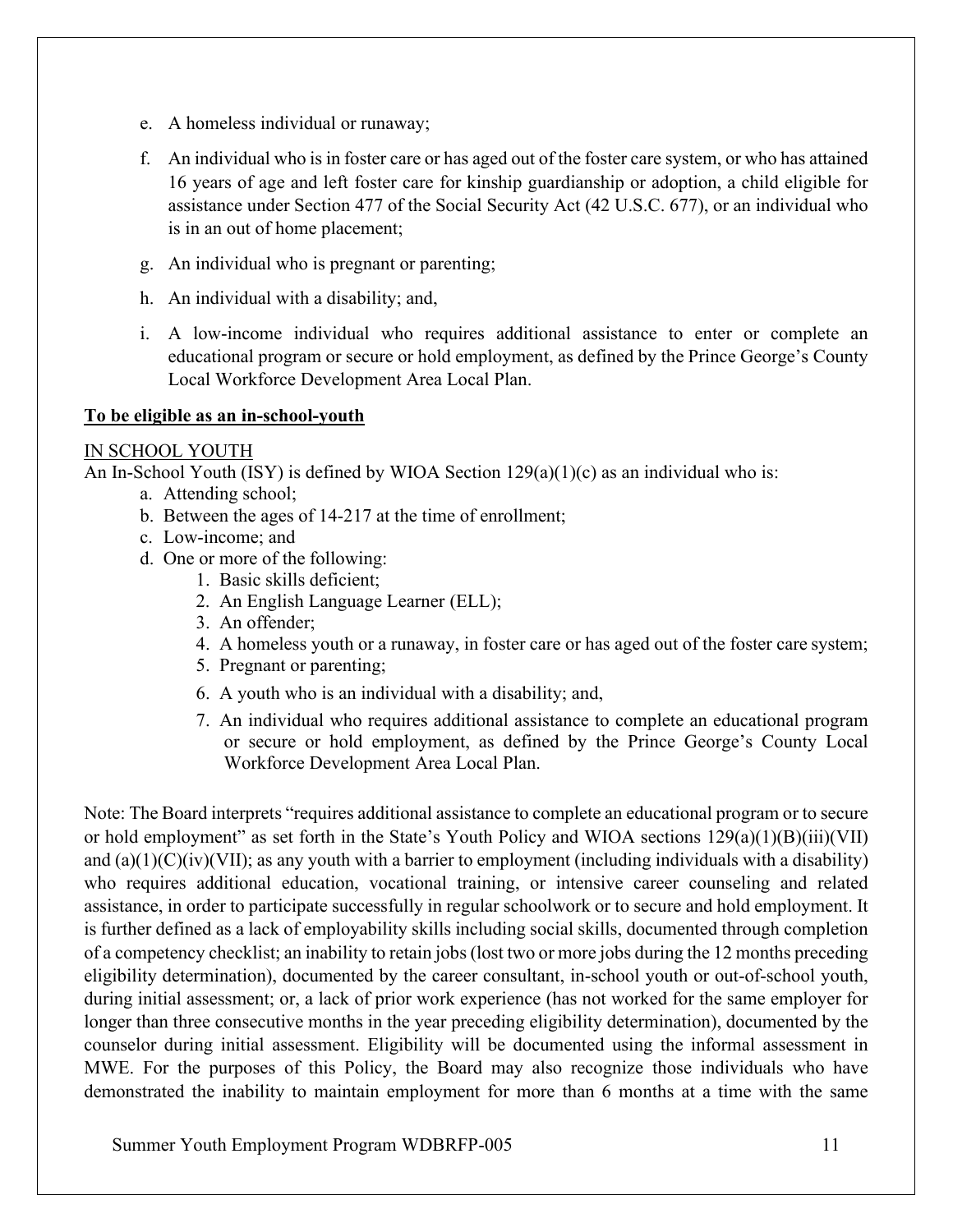e. A homeless individual or runaway;

f. An individual who is in foster care or has aged out of the foster care system, or who has attained 16 years of age and left foster care for kinship guardianship or adoption, a child eligible for assistance under Section 477 of the Social Security Act (42 U.S.C. 677), or an individual who is in an out of home placement;

g. An individual who is pregnant or parenting;

h. An individual with a disability; and,

i. A low-income individual who requires additional assistance to enter or complete an educational program or secure or hold employment, as defined by the Prince George's County Local Workforce Development Area Local Plan.

**<u>To be eligible as an in-school-youth</u>**

<u>IN SCHOOL YOUTH</u>

An In-School Youth (ISY) is defined by WIOA Section 129(a)(1)(c) as an individual who is:

a. Attending school;
b. Between the ages of 14-217 at the time of enrollment;
c. Low-income; and
d. One or more of the following:
    1. Basic skills deficient;
    2. An English Language Learner (ELL);
    3. An offender;
    4. A homeless youth or a runaway, in foster care or has aged out of the foster care system;
    5. Pregnant or parenting;
    6. A youth who is an individual with a disability; and,
    7. An individual who requires additional assistance to complete an educational program or secure or hold employment, as defined by the Prince George's County Local Workforce Development Area Local Plan.

Note: The Board interprets "requires additional assistance to complete an educational program or to secure or hold employment" as set forth in the State's Youth Policy and WIOA sections 129(a)(1)(B)(iii)(VII) and (a)(1)(C)(iv)(VII); as any youth with a barrier to employment (including individuals with a disability) who requires additional education, vocational training, or intensive career counseling and related assistance, in order to participate successfully in regular schoolwork or to secure and hold employment. It is further defined as a lack of employability skills including social skills, documented through completion of a competency checklist; an inability to retain jobs (lost two or more jobs during the 12 months preceding eligibility determination), documented by the career consultant, in-school youth or out-of-school youth, during initial assessment; or, a lack of prior work experience (has not worked for the same employer for longer than three consecutive months in the year preceding eligibility determination), documented by the counselor during initial assessment. Eligibility will be documented using the informal assessment in MWE. For the purposes of this Policy, the Board may also recognize those individuals who have demonstrated the inability to maintain employment for more than 6 months at a time with the same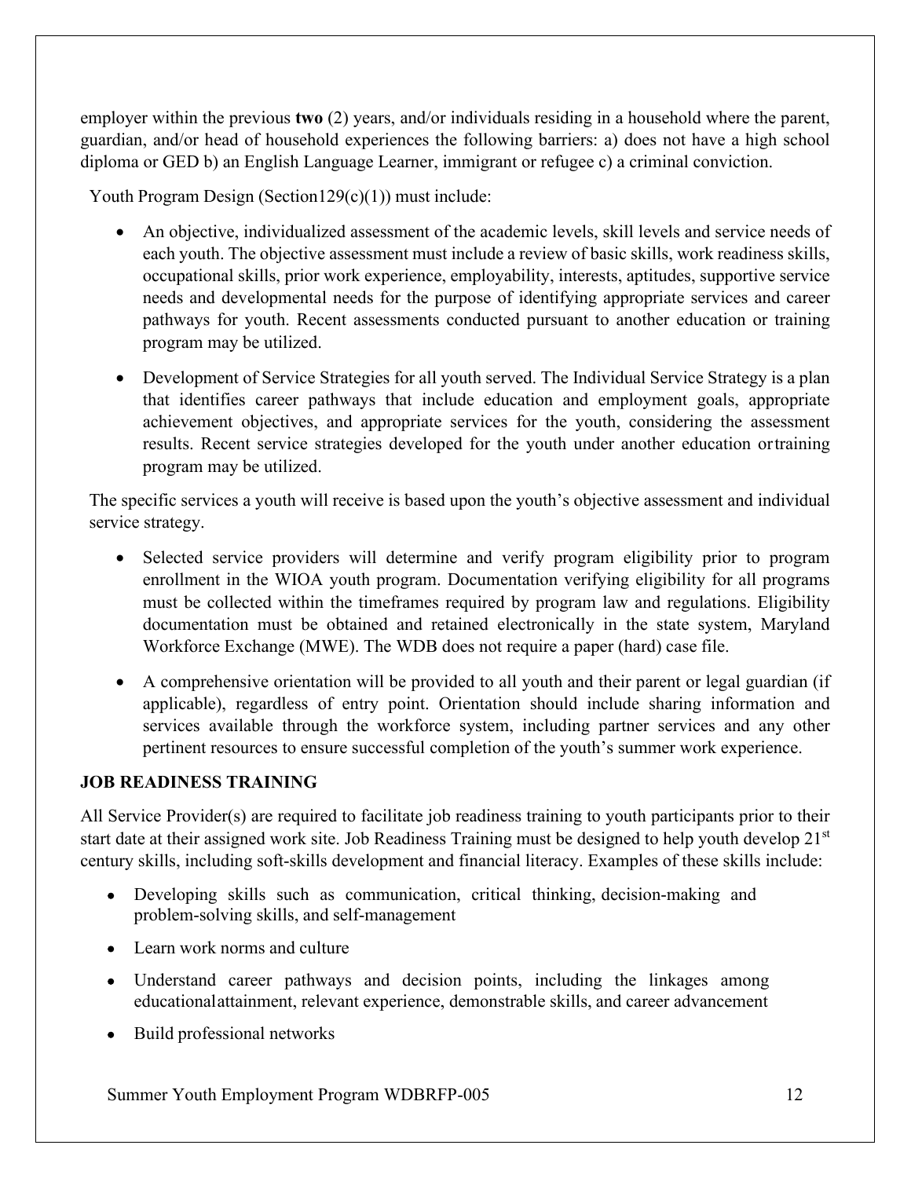employer within the previous **two** (2) years, and/or individuals residing in a household where the parent, guardian, and/or head of household experiences the following barriers: a) does not have a high school diploma or GED b) an English Language Learner, immigrant or refugee c) a criminal conviction.

Youth Program Design (Section129(c)(1)) must include:

- An objective, individualized assessment of the academic levels, skill levels and service needs of each youth. The objective assessment must include a review of basic skills, work readiness skills, occupational skills, prior work experience, employability, interests, aptitudes, supportive service needs and developmental needs for the purpose of identifying appropriate services and career pathways for youth. Recent assessments conducted pursuant to another education or training program may be utilized.
- Development of Service Strategies for all youth served. The Individual Service Strategy is a plan that identifies career pathways that include education and employment goals, appropriate achievement objectives, and appropriate services for the youth, considering the assessment results. Recent service strategies developed for the youth under another education ortraining program may be utilized.

The specific services a youth will receive is based upon the youth's objective assessment and individual service strategy.

- Selected service providers will determine and verify program eligibility prior to program enrollment in the WIOA youth program. Documentation verifying eligibility for all programs must be collected within the timeframes required by program law and regulations. Eligibility documentation must be obtained and retained electronically in the state system, Maryland Workforce Exchange (MWE). The WDB does not require a paper (hard) case file.
- A comprehensive orientation will be provided to all youth and their parent or legal guardian (if applicable), regardless of entry point. Orientation should include sharing information and services available through the workforce system, including partner services and any other pertinent resources to ensure successful completion of the youth's summer work experience.

## JOB READINESS TRAINING

All Service Provider(s) are required to facilitate job readiness training to youth participants prior to their start date at their assigned work site. Job Readiness Training must be designed to help youth develop 21st century skills, including soft-skills development and financial literacy. Examples of these skills include:

- Developing skills such as communication, critical thinking, decision-making and problem-solving skills, and self-management
- Learn work norms and culture
- Understand career pathways and decision points, including the linkages among educationalattainment, relevant experience, demonstrable skills, and career advancement
- Build professional networks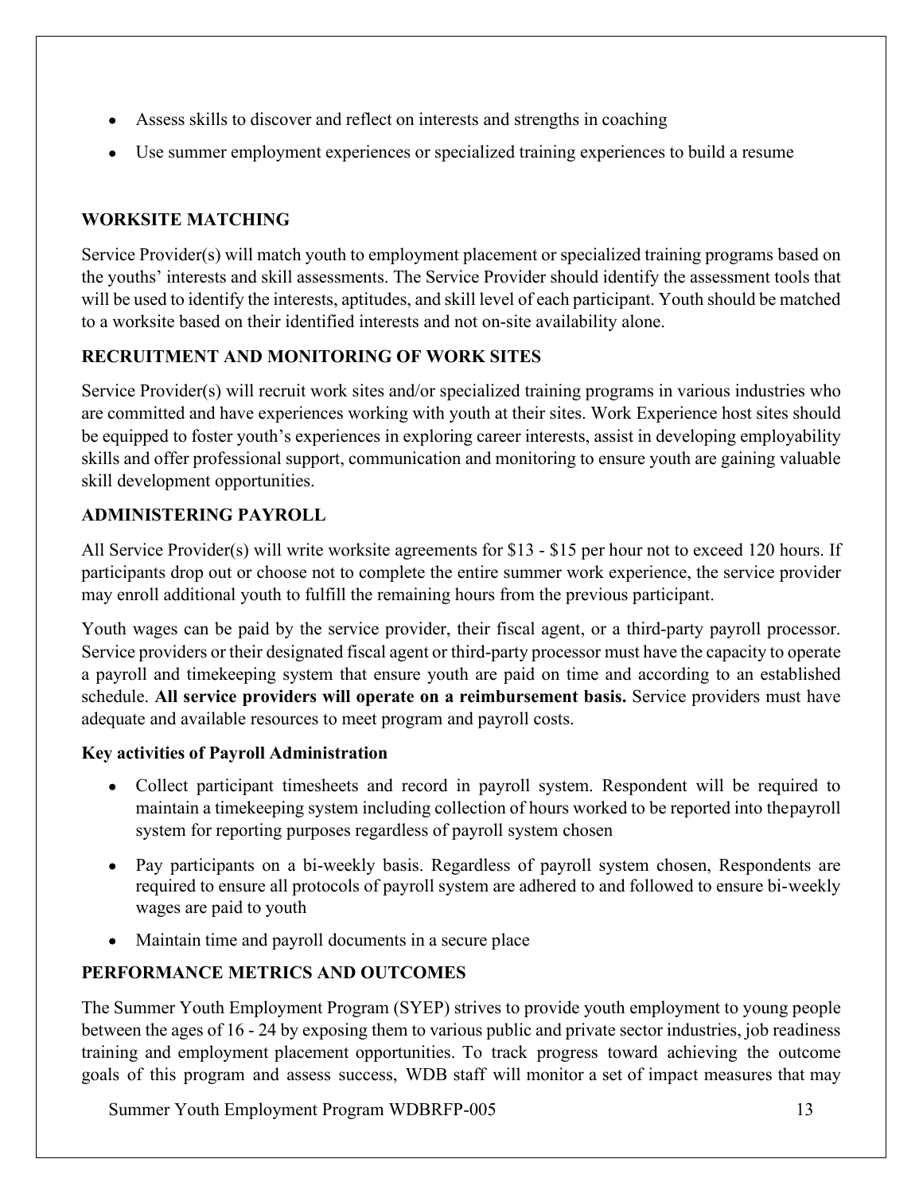- Assess skills to discover and reflect on interests and strengths in coaching
- Use summer employment experiences or specialized training experiences to build a resume

## WORKSITE MATCHING

Service Provider(s) will match youth to employment placement or specialized training programs based on the youths' interests and skill assessments. The Service Provider should identify the assessment tools that will be used to identify the interests, aptitudes, and skill level of each participant. Youth should be matched to a worksite based on their identified interests and not on-site availability alone.

## RECRUITMENT AND MONITORING OF WORK SITES

Service Provider(s) will recruit work sites and/or specialized training programs in various industries who are committed and have experiences working with youth at their sites. Work Experience host sites should be equipped to foster youth's experiences in exploring career interests, assist in developing employability skills and offer professional support, communication and monitoring to ensure youth are gaining valuable skill development opportunities.

## ADMINISTERING PAYROLL

All Service Provider(s) will write worksite agreements for $13 - $15 per hour not to exceed 120 hours. If participants drop out or choose not to complete the entire summer work experience, the service provider may enroll additional youth to fulfill the remaining hours from the previous participant.

Youth wages can be paid by the service provider, their fiscal agent, or a third-party payroll processor. Service providers or their designated fiscal agent or third-party processor must have the capacity to operate a payroll and timekeeping system that ensure youth are paid on time and according to an established schedule. **All service providers will operate on a reimbursement basis.** Service providers must have adequate and available resources to meet program and payroll costs.

**Key activities of Payroll Administration**

- Collect participant timesheets and record in payroll system. Respondent will be required to maintain a timekeeping system including collection of hours worked to be reported into thepayroll system for reporting purposes regardless of payroll system chosen
- Pay participants on a bi-weekly basis. Regardless of payroll system chosen, Respondents are required to ensure all protocols of payroll system are adhered to and followed to ensure bi-weekly wages are paid to youth
- Maintain time and payroll documents in a secure place

## PERFORMANCE METRICS AND OUTCOMES

The Summer Youth Employment Program (SYEP) strives to provide youth employment to young people between the ages of 16 - 24 by exposing them to various public and private sector industries, job readiness training and employment placement opportunities. To track progress toward achieving the outcome goals of this program and assess success, WDB staff will monitor a set of impact measures that may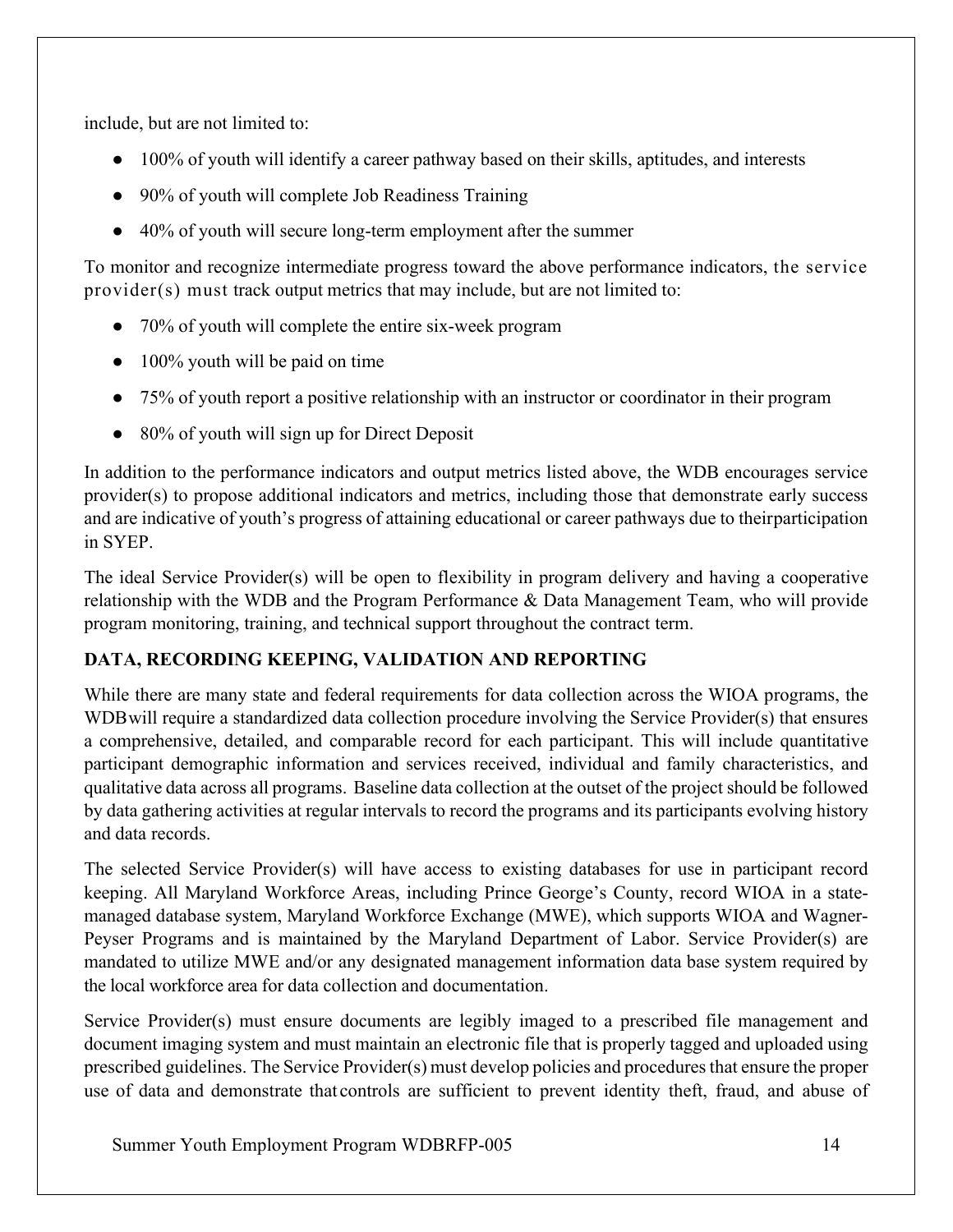include, but are not limited to:

- 100% of youth will identify a career pathway based on their skills, aptitudes, and interests
- 90% of youth will complete Job Readiness Training
- 40% of youth will secure long-term employment after the summer

To monitor and recognize intermediate progress toward the above performance indicators, the service provider(s) must track output metrics that may include, but are not limited to:

- 70% of youth will complete the entire six-week program
- 100% youth will be paid on time
- 75% of youth report a positive relationship with an instructor or coordinator in their program
- 80% of youth will sign up for Direct Deposit

In addition to the performance indicators and output metrics listed above, the WDB encourages service provider(s) to propose additional indicators and metrics, including those that demonstrate early success and are indicative of youth's progress of attaining educational or career pathways due to theirparticipation in SYEP.

The ideal Service Provider(s) will be open to flexibility in program delivery and having a cooperative relationship with the WDB and the Program Performance & Data Management Team, who will provide program monitoring, training, and technical support throughout the contract term.

**DATA, RECORDING KEEPING, VALIDATION AND REPORTING**

While there are many state and federal requirements for data collection across the WIOA programs, the WDBwill require a standardized data collection procedure involving the Service Provider(s) that ensures a comprehensive, detailed, and comparable record for each participant. This will include quantitative participant demographic information and services received, individual and family characteristics, and qualitative data across all programs. Baseline data collection at the outset of the project should be followed by data gathering activities at regular intervals to record the programs and its participants evolving history and data records.

The selected Service Provider(s) will have access to existing databases for use in participant record keeping. All Maryland Workforce Areas, including Prince George's County, record WIOA in a state-managed database system, Maryland Workforce Exchange (MWE), which supports WIOA and Wagner-Peyser Programs and is maintained by the Maryland Department of Labor. Service Provider(s) are mandated to utilize MWE and/or any designated management information data base system required by the local workforce area for data collection and documentation.

Service Provider(s) must ensure documents are legibly imaged to a prescribed file management and document imaging system and must maintain an electronic file that is properly tagged and uploaded using prescribed guidelines. The Service Provider(s) must develop policies and procedures that ensure the proper use of data and demonstrate thatcontrols are sufficient to prevent identity theft, fraud, and abuse of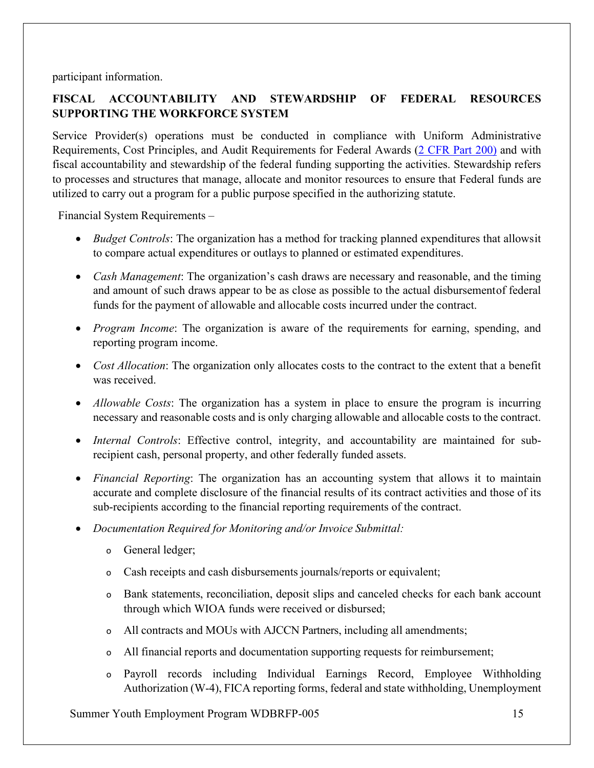participant information.

## FISCAL ACCOUNTABILITY AND STEWARDSHIP OF FEDERAL RESOURCES SUPPORTING THE WORKFORCE SYSTEM

Service Provider(s) operations must be conducted in compliance with Uniform Administrative Requirements, Cost Principles, and Audit Requirements for Federal Awards ([2 CFR Part 200)](#) and with fiscal accountability and stewardship of the federal funding supporting the activities. Stewardship refers to processes and structures that manage, allocate and monitor resources to ensure that Federal funds are utilized to carry out a program for a public purpose specified in the authorizing statute.

Financial System Requirements –

- *Budget Controls*: The organization has a method for tracking planned expenditures that allowsit to compare actual expenditures or outlays to planned or estimated expenditures.
- *Cash Management*: The organization's cash draws are necessary and reasonable, and the timing and amount of such draws appear to be as close as possible to the actual disbursementof federal funds for the payment of allowable and allocable costs incurred under the contract.
- *Program Income*: The organization is aware of the requirements for earning, spending, and reporting program income.
- *Cost Allocation*: The organization only allocates costs to the contract to the extent that a benefit was received.
- *Allowable Costs*: The organization has a system in place to ensure the program is incurring necessary and reasonable costs and is only charging allowable and allocable costs to the contract.
- *Internal Controls*: Effective control, integrity, and accountability are maintained for sub-recipient cash, personal property, and other federally funded assets.
- *Financial Reporting*: The organization has an accounting system that allows it to maintain accurate and complete disclosure of the financial results of its contract activities and those of its sub-recipients according to the financial reporting requirements of the contract.
- *Documentation Required for Monitoring and/or Invoice Submittal:*
  - General ledger;
  - Cash receipts and cash disbursements journals/reports or equivalent;
  - Bank statements, reconciliation, deposit slips and canceled checks for each bank account through which WIOA funds were received or disbursed;
  - All contracts and MOUs with AJCCN Partners, including all amendments;
  - All financial reports and documentation supporting requests for reimbursement;
  - Payroll records including Individual Earnings Record, Employee Withholding Authorization (W-4), FICA reporting forms, federal and state withholding, Unemployment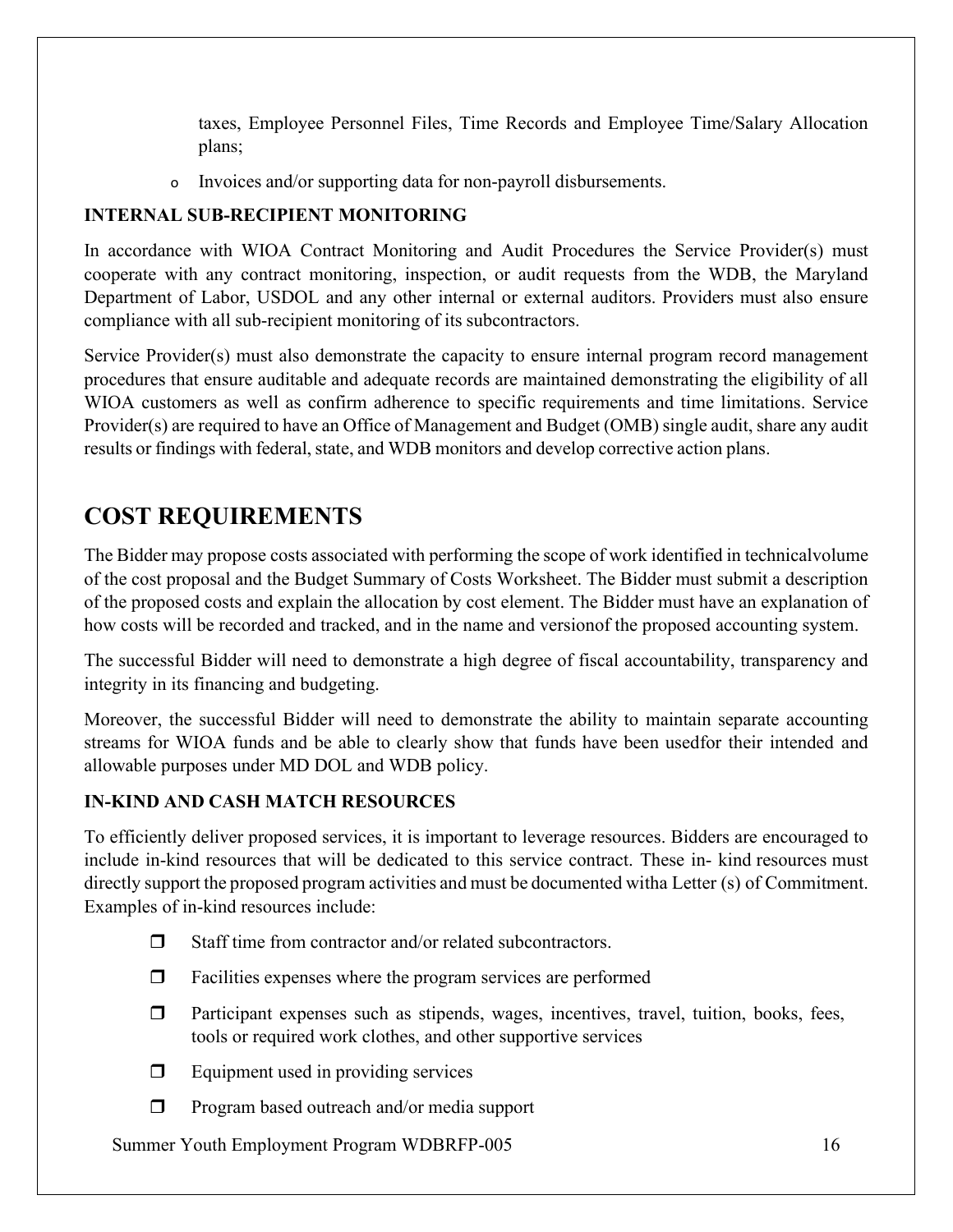taxes, Employee Personnel Files, Time Records and Employee Time/Salary Allocation plans;

- Invoices and/or supporting data for non-payroll disbursements.

**INTERNAL SUB-RECIPIENT MONITORING**

In accordance with WIOA Contract Monitoring and Audit Procedures the Service Provider(s) must cooperate with any contract monitoring, inspection, or audit requests from the WDB, the Maryland Department of Labor, USDOL and any other internal or external auditors. Providers must also ensure compliance with all sub-recipient monitoring of its subcontractors.

Service Provider(s) must also demonstrate the capacity to ensure internal program record management procedures that ensure auditable and adequate records are maintained demonstrating the eligibility of all WIOA customers as well as confirm adherence to specific requirements and time limitations. Service Provider(s) are required to have an Office of Management and Budget (OMB) single audit, share any audit results or findings with federal, state, and WDB monitors and develop corrective action plans.

## COST REQUIREMENTS

The Bidder may propose costs associated with performing the scope of work identified in technicalvolume of the cost proposal and the Budget Summary of Costs Worksheet. The Bidder must submit a description of the proposed costs and explain the allocation by cost element. The Bidder must have an explanation of how costs will be recorded and tracked, and in the name and versionof the proposed accounting system.

The successful Bidder will need to demonstrate a high degree of fiscal accountability, transparency and integrity in its financing and budgeting.

Moreover, the successful Bidder will need to demonstrate the ability to maintain separate accounting streams for WIOA funds and be able to clearly show that funds have been usedfor their intended and allowable purposes under MD DOL and WDB policy.

**IN-KIND AND CASH MATCH RESOURCES**

To efficiently deliver proposed services, it is important to leverage resources. Bidders are encouraged to include in-kind resources that will be dedicated to this service contract. These in- kind resources must directly support the proposed program activities and must be documented witha Letter (s) of Commitment. Examples of in-kind resources include:

- ❒ Staff time from contractor and/or related subcontractors.
- ❒ Facilities expenses where the program services are performed
- ❒ Participant expenses such as stipends, wages, incentives, travel, tuition, books, fees, tools or required work clothes, and other supportive services
- ❒ Equipment used in providing services
- ❒ Program based outreach and/or media support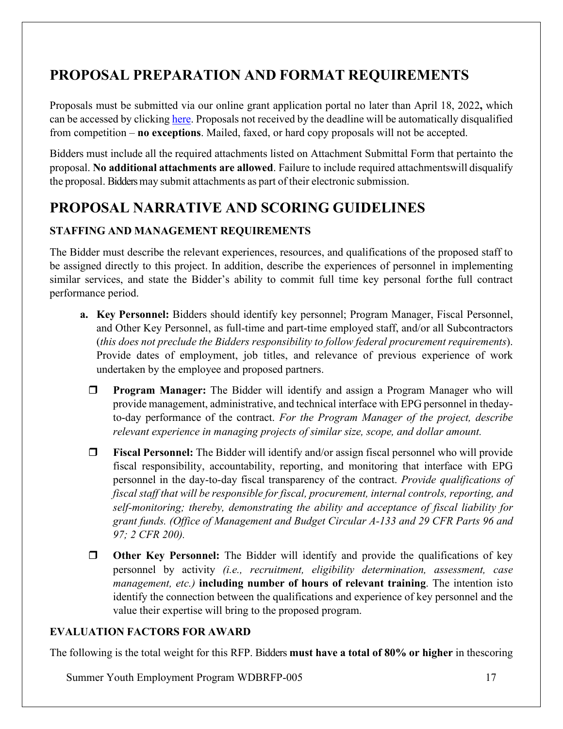# PROPOSAL PREPARATION AND FORMAT REQUIREMENTS

Proposals must be submitted via our online grant application portal no later than April 18, 2022**,** which can be accessed by clicking here. Proposals not received by the deadline will be automatically disqualified from competition – **no exceptions**. Mailed, faxed, or hard copy proposals will not be accepted.

Bidders must include all the required attachments listed on Attachment Submittal Form that pertainto the proposal. **No additional attachments are allowed**. Failure to include required attachmentswill disqualify the proposal. Bidders may submit attachments as part of their electronic submission.

# PROPOSAL NARRATIVE AND SCORING GUIDELINES

### STAFFING AND MANAGEMENT REQUIREMENTS

The Bidder must describe the relevant experiences, resources, and qualifications of the proposed staff to be assigned directly to this project. In addition, describe the experiences of personnel in implementing similar services, and state the Bidder's ability to commit full time key personal forthe full contract performance period.

**a. Key Personnel:** Bidders should identify key personnel; Program Manager, Fiscal Personnel, and Other Key Personnel, as full-time and part-time employed staff, and/or all Subcontractors (*this does not preclude the Bidders responsibility to follow federal procurement requirements*). Provide dates of employment, job titles, and relevance of previous experience of work undertaken by the employee and proposed partners.

- ❒ **Program Manager:** The Bidder will identify and assign a Program Manager who will provide management, administrative, and technical interface with EPG personnel in theday-to-day performance of the contract. *For the Program Manager of the project, describe relevant experience in managing projects of similar size, scope, and dollar amount.*

- ❒ **Fiscal Personnel:** The Bidder will identify and/or assign fiscal personnel who will provide fiscal responsibility, accountability, reporting, and monitoring that interface with EPG personnel in the day-to-day fiscal transparency of the contract. *Provide qualifications of fiscal staff that will be responsible for fiscal, procurement, internal controls, reporting, and self-monitoring; thereby, demonstrating the ability and acceptance of fiscal liability for grant funds. (Office of Management and Budget Circular A-133 and 29 CFR Parts 96 and 97; 2 CFR 200).*

- ❒ **Other Key Personnel:** The Bidder will identify and provide the qualifications of key personnel by activity *(i.e., recruitment, eligibility determination, assessment, case management, etc.)* **including number of hours of relevant training**. The intention isto identify the connection between the qualifications and experience of key personnel and the value their expertise will bring to the proposed program.

### EVALUATION FACTORS FOR AWARD

The following is the total weight for this RFP. Bidders **must have a total of 80% or higher** in thescoring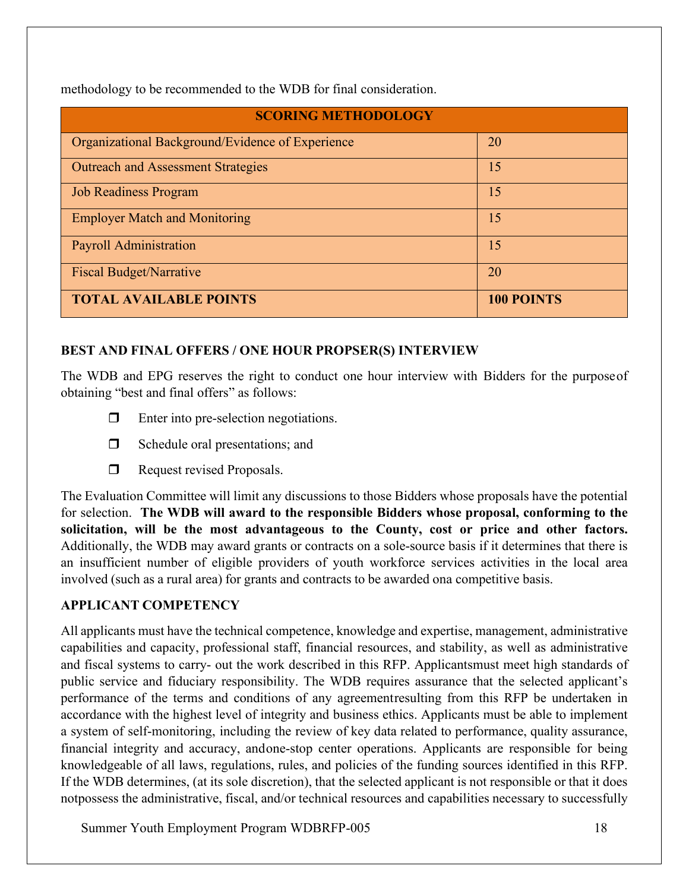methodology to be recommended to the WDB for final consideration.

| SCORING METHODOLOGY | |
|---|---|
| Organizational Background/Evidence of Experience | 20 |
| Outreach and Assessment Strategies | 15 |
| Job Readiness Program | 15 |
| Employer Match and Monitoring | 15 |
| Payroll Administration | 15 |
| Fiscal Budget/Narrative | 20 |
| **TOTAL AVAILABLE POINTS** | **100 POINTS** |

**BEST AND FINAL OFFERS / ONE HOUR PROPSER(S) INTERVIEW**

The WDB and EPG reserves the right to conduct one hour interview with Bidders for the purpose of obtaining "best and final offers" as follows:

- Enter into pre-selection negotiations.
- Schedule oral presentations; and
- Request revised Proposals.

The Evaluation Committee will limit any discussions to those Bidders whose proposals have the potential for selection. **The WDB will award to the responsible Bidders whose proposal, conforming to the solicitation, will be the most advantageous to the County, cost or price and other factors.** Additionally, the WDB may award grants or contracts on a sole-source basis if it determines that there is an insufficient number of eligible providers of youth workforce services activities in the local area involved (such as a rural area) for grants and contracts to be awarded ona competitive basis.

**APPLICANT COMPETENCY**

All applicants must have the technical competence, knowledge and expertise, management, administrative capabilities and capacity, professional staff, financial resources, and stability, as well as administrative and fiscal systems to carry- out the work described in this RFP. Applicantsmust meet high standards of public service and fiduciary responsibility. The WDB requires assurance that the selected applicant's performance of the terms and conditions of any agreementresulting from this RFP be undertaken in accordance with the highest level of integrity and business ethics. Applicants must be able to implement a system of self-monitoring, including the review of key data related to performance, quality assurance, financial integrity and accuracy, andone-stop center operations. Applicants are responsible for being knowledgeable of all laws, regulations, rules, and policies of the funding sources identified in this RFP. If the WDB determines, (at its sole discretion), that the selected applicant is not responsible or that it does notpossess the administrative, fiscal, and/or technical resources and capabilities necessary to successfully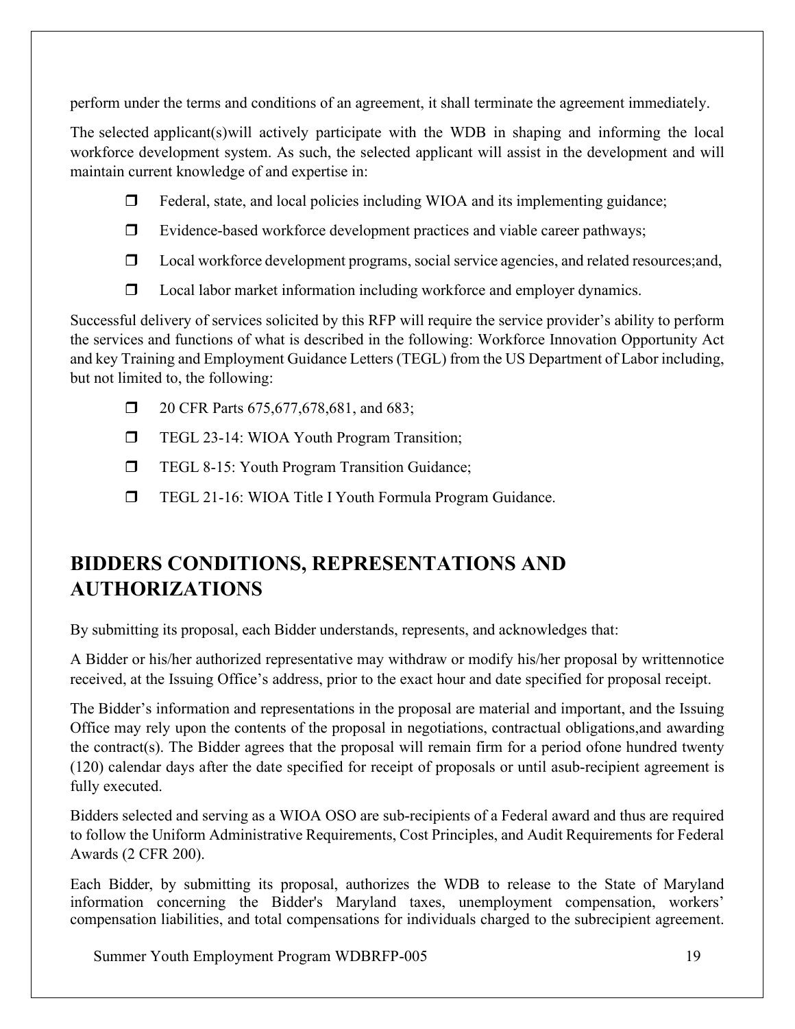perform under the terms and conditions of an agreement, it shall terminate the agreement immediately.

The selected applicant(s)will actively participate with the WDB in shaping and informing the local workforce development system. As such, the selected applicant will assist in the development and will maintain current knowledge of and expertise in:

- Federal, state, and local policies including WIOA and its implementing guidance;
- Evidence-based workforce development practices and viable career pathways;
- Local workforce development programs, social service agencies, and related resources;and,
- Local labor market information including workforce and employer dynamics.

Successful delivery of services solicited by this RFP will require the service provider's ability to perform the services and functions of what is described in the following: Workforce Innovation Opportunity Act and key Training and Employment Guidance Letters (TEGL) from the US Department of Labor including, but not limited to, the following:

- 20 CFR Parts 675,677,678,681, and 683;
- TEGL 23-14: WIOA Youth Program Transition;
- TEGL 8-15: Youth Program Transition Guidance;
- TEGL 21-16: WIOA Title I Youth Formula Program Guidance.

## BIDDERS CONDITIONS, REPRESENTATIONS AND AUTHORIZATIONS

By submitting its proposal, each Bidder understands, represents, and acknowledges that:

A Bidder or his/her authorized representative may withdraw or modify his/her proposal by writtennotice received, at the Issuing Office's address, prior to the exact hour and date specified for proposal receipt.

The Bidder's information and representations in the proposal are material and important, and the Issuing Office may rely upon the contents of the proposal in negotiations, contractual obligations,and awarding the contract(s). The Bidder agrees that the proposal will remain firm for a period ofone hundred twenty (120) calendar days after the date specified for receipt of proposals or until asub-recipient agreement is fully executed.

Bidders selected and serving as a WIOA OSO are sub-recipients of a Federal award and thus are required to follow the Uniform Administrative Requirements, Cost Principles, and Audit Requirements for Federal Awards (2 CFR 200).

Each Bidder, by submitting its proposal, authorizes the WDB to release to the State of Maryland information concerning the Bidder's Maryland taxes, unemployment compensation, workers' compensation liabilities, and total compensations for individuals charged to the subrecipient agreement.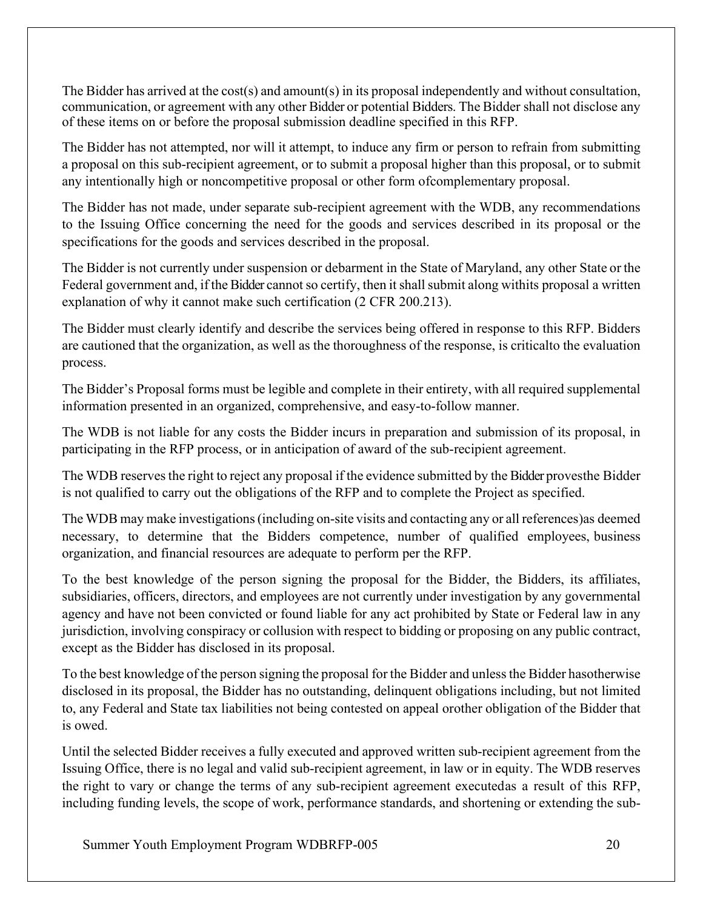The Bidder has arrived at the cost(s) and amount(s) in its proposal independently and without consultation, communication, or agreement with any other Bidder or potential Bidders. The Bidder shall not disclose any of these items on or before the proposal submission deadline specified in this RFP.

The Bidder has not attempted, nor will it attempt, to induce any firm or person to refrain from submitting a proposal on this sub-recipient agreement, or to submit a proposal higher than this proposal, or to submit any intentionally high or noncompetitive proposal or other form ofcomplementary proposal.

The Bidder has not made, under separate sub-recipient agreement with the WDB, any recommendations to the Issuing Office concerning the need for the goods and services described in its proposal or the specifications for the goods and services described in the proposal.

The Bidder is not currently under suspension or debarment in the State of Maryland, any other State or the Federal government and, if the Bidder cannot so certify, then it shall submit along withits proposal a written explanation of why it cannot make such certification (2 CFR 200.213).

The Bidder must clearly identify and describe the services being offered in response to this RFP. Bidders are cautioned that the organization, as well as the thoroughness of the response, is criticalto the evaluation process.

The Bidder's Proposal forms must be legible and complete in their entirety, with all required supplemental information presented in an organized, comprehensive, and easy-to-follow manner.

The WDB is not liable for any costs the Bidder incurs in preparation and submission of its proposal, in participating in the RFP process, or in anticipation of award of the sub-recipient agreement.

The WDB reserves the right to reject any proposal if the evidence submitted by the Bidder provesthe Bidder is not qualified to carry out the obligations of the RFP and to complete the Project as specified.

The WDB may make investigations (including on-site visits and contacting any or all references)as deemed necessary, to determine that the Bidders competence, number of qualified employees, business organization, and financial resources are adequate to perform per the RFP.

To the best knowledge of the person signing the proposal for the Bidder, the Bidders, its affiliates, subsidiaries, officers, directors, and employees are not currently under investigation by any governmental agency and have not been convicted or found liable for any act prohibited by State or Federal law in any jurisdiction, involving conspiracy or collusion with respect to bidding or proposing on any public contract, except as the Bidder has disclosed in its proposal.

To the best knowledge of the person signing the proposal for the Bidder and unless the Bidder hasotherwise disclosed in its proposal, the Bidder has no outstanding, delinquent obligations including, but not limited to, any Federal and State tax liabilities not being contested on appeal orother obligation of the Bidder that is owed.

Until the selected Bidder receives a fully executed and approved written sub-recipient agreement from the Issuing Office, there is no legal and valid sub-recipient agreement, in law or in equity. The WDB reserves the right to vary or change the terms of any sub-recipient agreement executedas a result of this RFP, including funding levels, the scope of work, performance standards, and shortening or extending the sub-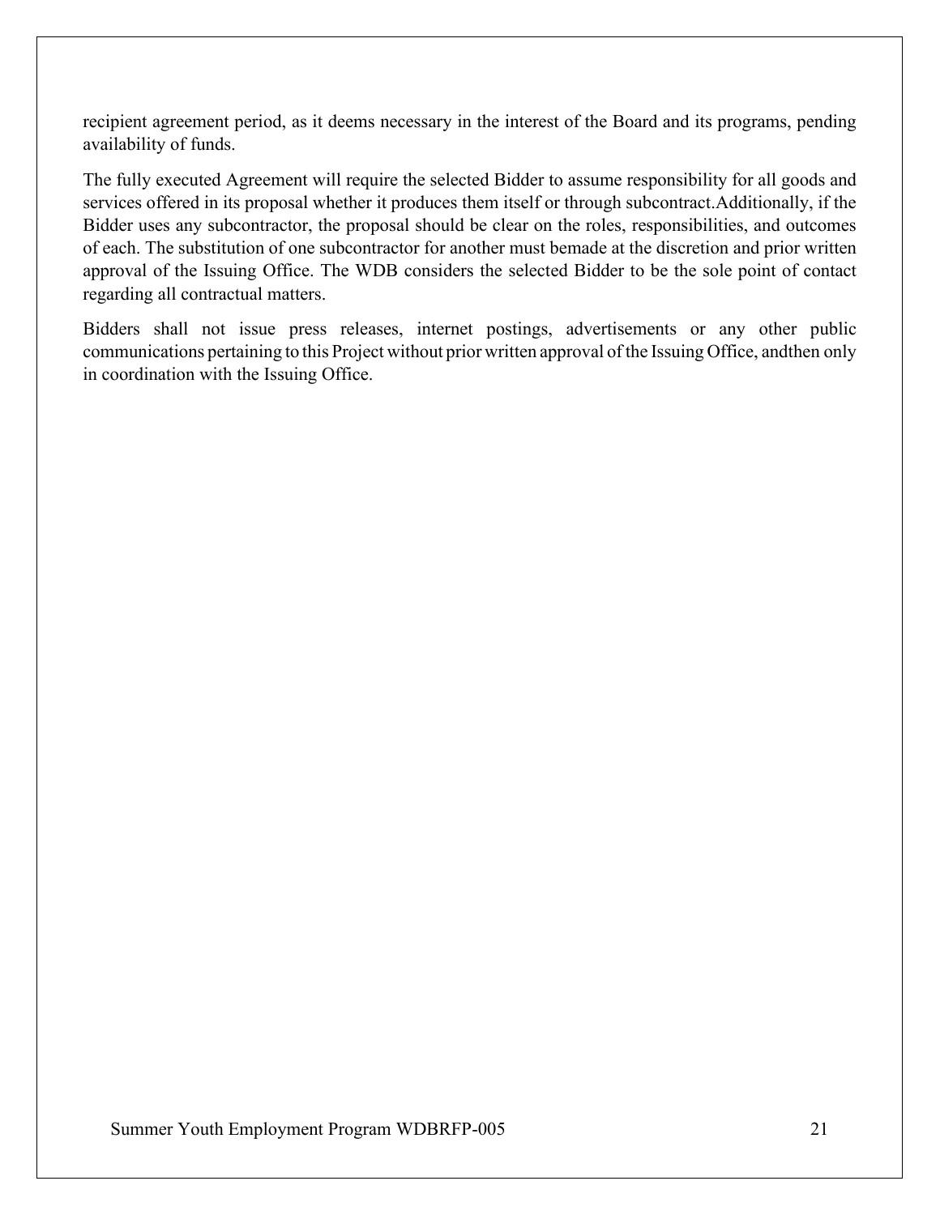recipient agreement period, as it deems necessary in the interest of the Board and its programs, pending availability of funds.

The fully executed Agreement will require the selected Bidder to assume responsibility for all goods and services offered in its proposal whether it produces them itself or through subcontract.Additionally, if the Bidder uses any subcontractor, the proposal should be clear on the roles, responsibilities, and outcomes of each. The substitution of one subcontractor for another must bemade at the discretion and prior written approval of the Issuing Office. The WDB considers the selected Bidder to be the sole point of contact regarding all contractual matters.

Bidders shall not issue press releases, internet postings, advertisements or any other public communications pertaining to this Project without prior written approval of the Issuing Office, andthen only in coordination with the Issuing Office.